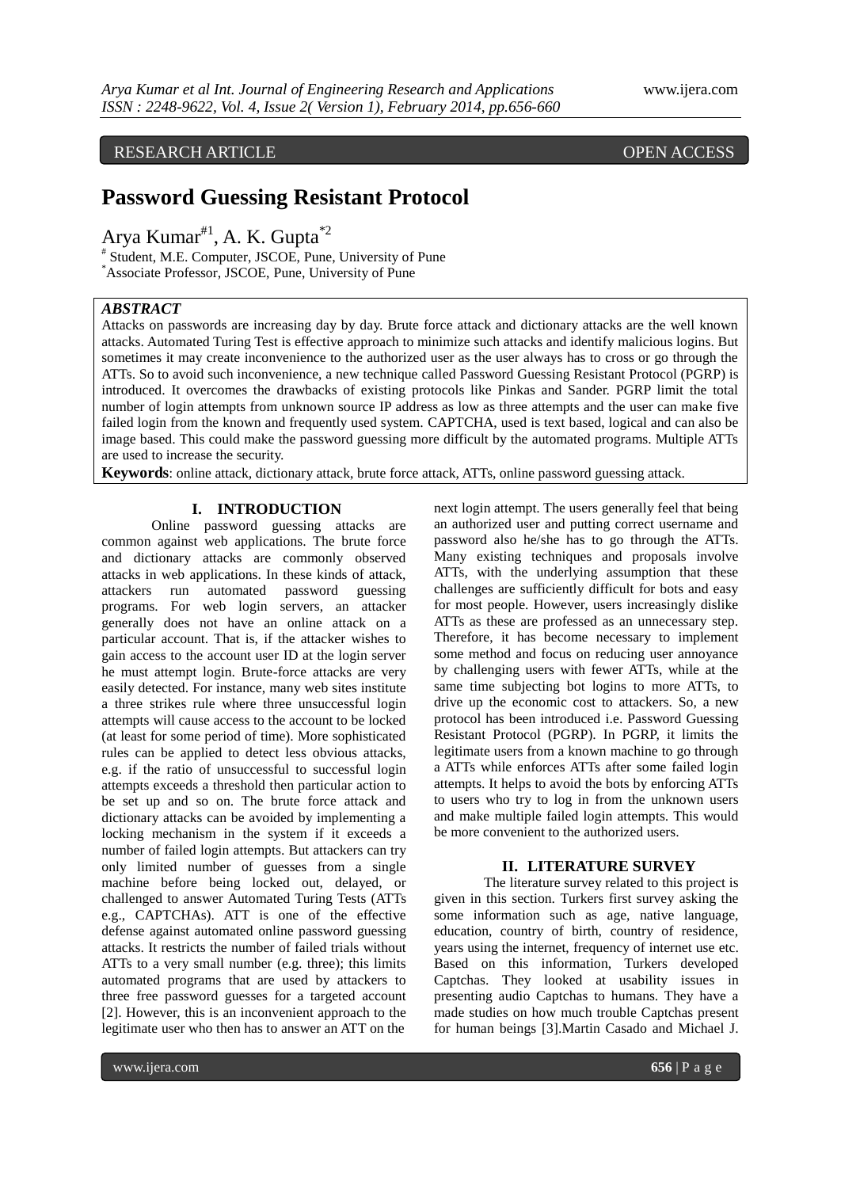RESEARCH ARTICLE OPEN ACCESS

# Password Guessing Resistant Protocol

Arya Kumar[#1], A. K. Gupta[*2]

[#] Student, M.E. Computer, JSCOE, Pune, University of Pune
[*] Associate Professor, JSCOE, Pune, University of Pune

***ABSTRACT***

Attacks on passwords are increasing day by day. Brute force attack and dictionary attacks are the well known attacks. Automated Turing Test is effective approach to minimize such attacks and identify malicious logins. But sometimes it may create inconvenience to the authorized user as the user always has to cross or go through the ATTs. So to avoid such inconvenience, a new technique called Password Guessing Resistant Protocol (PGRP) is introduced. It overcomes the drawbacks of existing protocols like Pinkas and Sander. PGRP limit the total number of login attempts from unknown source IP address as low as three attempts and the user can make five failed login from the known and frequently used system. CAPTCHA, used is text based, logical and can also be image based. This could make the password guessing more difficult by the automated programs. Multiple ATTs are used to increase the security.

**Keywords**: online attack, dictionary attack, brute force attack, ATTs, online password guessing attack.

## I. INTRODUCTION

Online password guessing attacks are common against web applications. The brute force and dictionary attacks are commonly observed attacks in web applications. In these kinds of attack, attackers run automated password guessing programs. For web login servers, an attacker generally does not have an online attack on a particular account. That is, if the attacker wishes to gain access to the account user ID at the login server he must attempt login. Brute-force attacks are very easily detected. For instance, many web sites institute a three strikes rule where three unsuccessful login attempts will cause access to the account to be locked (at least for some period of time). More sophisticated rules can be applied to detect less obvious attacks, e.g. if the ratio of unsuccessful to successful login attempts exceeds a threshold then particular action to be set up and so on. The brute force attack and dictionary attacks can be avoided by implementing a locking mechanism in the system if it exceeds a number of failed login attempts. But attackers can try only limited number of guesses from a single machine before being locked out, delayed, or challenged to answer Automated Turing Tests (ATTs e.g., CAPTCHAs). ATT is one of the effective defense against automated online password guessing attacks. It restricts the number of failed trials without ATTs to a very small number (e.g. three); this limits automated programs that are used by attackers to three free password guesses for a targeted account [2]. However, this is an inconvenient approach to the legitimate user who then has to answer an ATT on the next login attempt. The users generally feel that being an authorized user and putting correct username and password also he/she has to go through the ATTs. Many existing techniques and proposals involve ATTs, with the underlying assumption that these challenges are sufficiently difficult for bots and easy for most people. However, users increasingly dislike ATTs as these are professed as an unnecessary step. Therefore, it has become necessary to implement some method and focus on reducing user annoyance by challenging users with fewer ATTs, while at the same time subjecting bot logins to more ATTs, to drive up the economic cost to attackers. So, a new protocol has been introduced i.e. Password Guessing Resistant Protocol (PGRP). In PGRP, it limits the legitimate users from a known machine to go through a ATTs while enforces ATTs after some failed login attempts. It helps to avoid the bots by enforcing ATTs to users who try to log in from the unknown users and make multiple failed login attempts. This would be more convenient to the authorized users.

## II. LITERATURE SURVEY

The literature survey related to this project is given in this section. Turkers first survey asking the some information such as age, native language, education, country of birth, country of residence, years using the internet, frequency of internet use etc. Based on this information, Turkers developed Captchas. They looked at usability issues in presenting audio Captchas to humans. They have a made studies on how much trouble Captchas present for human beings [3].Martin Casado and Michael J.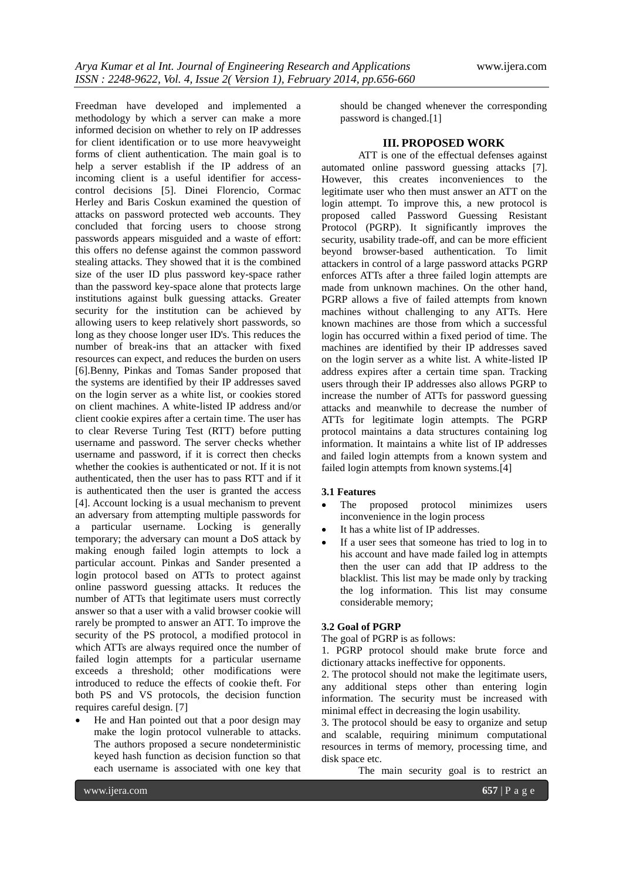Freedman have developed and implemented a methodology by which a server can make a more informed decision on whether to rely on IP addresses for client identification or to use more heavyweight forms of client authentication. The main goal is to help a server establish if the IP address of an incoming client is a useful identifier for access-control decisions [5]. Dinei Florencio, Cormac Herley and Baris Coskun examined the question of attacks on password protected web accounts. They concluded that forcing users to choose strong passwords appears misguided and a waste of effort: this offers no defense against the common password stealing attacks. They showed that it is the combined size of the user ID plus password key-space rather than the password key-space alone that protects large institutions against bulk guessing attacks. Greater security for the institution can be achieved by allowing users to keep relatively short passwords, so long as they choose longer user ID's. This reduces the number of break-ins that an attacker with fixed resources can expect, and reduces the burden on users [6].Benny, Pinkas and Tomas Sander proposed that the systems are identified by their IP addresses saved on the login server as a white list, or cookies stored on client machines. A white-listed IP address and/or client cookie expires after a certain time. The user has to clear Reverse Turing Test (RTT) before putting username and password. The server checks whether username and password, if it is correct then checks whether the cookies is authenticated or not. If it is not authenticated, then the user has to pass RTT and if it is authenticated then the user is granted the access [4]. Account locking is a usual mechanism to prevent an adversary from attempting multiple passwords for a particular username. Locking is generally temporary; the adversary can mount a DoS attack by making enough failed login attempts to lock a particular account. Pinkas and Sander presented a login protocol based on ATTs to protect against online password guessing attacks. It reduces the number of ATTs that legitimate users must correctly answer so that a user with a valid browser cookie will rarely be prompted to answer an ATT. To improve the security of the PS protocol, a modified protocol in which ATTs are always required once the number of failed login attempts for a particular username exceeds a threshold; other modifications were introduced to reduce the effects of cookie theft. For both PS and VS protocols, the decision function requires careful design. [7]

- He and Han pointed out that a poor design may make the login protocol vulnerable to attacks. The authors proposed a secure nondeterministic keyed hash function as decision function so that each username is associated with one key that should be changed whenever the corresponding password is changed.[1]

## III. PROPOSED WORK

ATT is one of the effectual defenses against automated online password guessing attacks [7]. However, this creates inconveniences to the legitimate user who then must answer an ATT on the login attempt. To improve this, a new protocol is proposed called Password Guessing Resistant Protocol (PGRP). It significantly improves the security, usability trade-off, and can be more efficient beyond browser-based authentication. To limit attackers in control of a large password attacks PGRP enforces ATTs after a three failed login attempts are made from unknown machines. On the other hand, PGRP allows a five of failed attempts from known machines without challenging to any ATTs. Here known machines are those from which a successful login has occurred within a fixed period of time. The machines are identified by their IP addresses saved on the login server as a white list. A white-listed IP address expires after a certain time span. Tracking users through their IP addresses also allows PGRP to increase the number of ATTs for password guessing attacks and meanwhile to decrease the number of ATTs for legitimate login attempts. The PGRP protocol maintains a data structures containing log information. It maintains a white list of IP addresses and failed login attempts from a known system and failed login attempts from known systems.[4]

### 3.1 Features

- The proposed protocol minimizes users inconvenience in the login process
- It has a white list of IP addresses.
- If a user sees that someone has tried to log in to his account and have made failed log in attempts then the user can add that IP address to the blacklist. This list may be made only by tracking the log information. This list may consume considerable memory;

### 3.2 Goal of PGRP

The goal of PGRP is as follows:

1. PGRP protocol should make brute force and dictionary attacks ineffective for opponents.
2. The protocol should not make the legitimate users, any additional steps other than entering login information. The security must be increased with minimal effect in decreasing the login usability.
3. The protocol should be easy to organize and setup and scalable, requiring minimum computational resources in terms of memory, processing time, and disk space etc.

The main security goal is to restrict an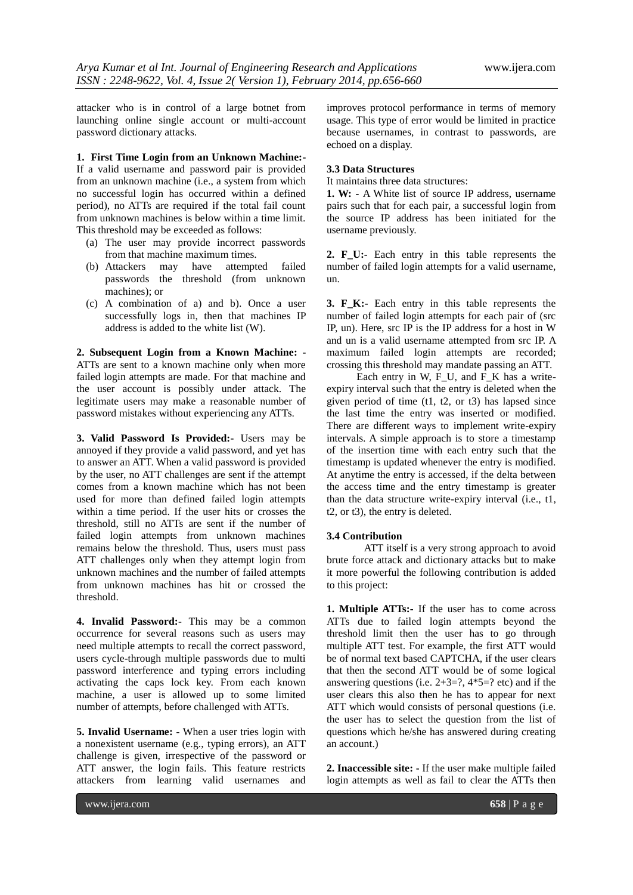attacker who is in control of a large botnet from launching online single account or multi-account password dictionary attacks.

**1. First Time Login from an Unknown Machine:-** If a valid username and password pair is provided from an unknown machine (i.e., a system from which no successful login has occurred within a defined period), no ATTs are required if the total fail count from unknown machines is below within a time limit. This threshold may be exceeded as follows:

(a) The user may provide incorrect passwords from that machine maximum times.
(b) Attackers may have attempted failed passwords the threshold (from unknown machines); or
(c) A combination of a) and b). Once a user successfully logs in, then that machines IP address is added to the white list (W).

**2. Subsequent Login from a Known Machine: -** ATTs are sent to a known machine only when more failed login attempts are made. For that machine and the user account is possibly under attack. The legitimate users may make a reasonable number of password mistakes without experiencing any ATTs.

**3. Valid Password Is Provided:-** Users may be annoyed if they provide a valid password, and yet has to answer an ATT. When a valid password is provided by the user, no ATT challenges are sent if the attempt comes from a known machine which has not been used for more than defined failed login attempts within a time period. If the user hits or crosses the threshold, still no ATTs are sent if the number of failed login attempts from unknown machines remains below the threshold. Thus, users must pass ATT challenges only when they attempt login from unknown machines and the number of failed attempts from unknown machines has hit or crossed the threshold.

**4. Invalid Password:-** This may be a common occurrence for several reasons such as users may need multiple attempts to recall the correct password, users cycle-through multiple passwords due to multi password interference and typing errors including activating the caps lock key. From each known machine, a user is allowed up to some limited number of attempts, before challenged with ATTs.

**5. Invalid Username: -** When a user tries login with a nonexistent username (e.g., typing errors), an ATT challenge is given, irrespective of the password or ATT answer, the login fails. This feature restricts attackers from learning valid usernames and improves protocol performance in terms of memory usage. This type of error would be limited in practice because usernames, in contrast to passwords, are echoed on a display.

### 3.3 Data Structures

It maintains three data structures:

**1. W: -** A White list of source IP address, username pairs such that for each pair, a successful login from the source IP address has been initiated for the username previously.

**2. F_U:-** Each entry in this table represents the number of failed login attempts for a valid username, un.

**3. F_K:-** Each entry in this table represents the number of failed login attempts for each pair of (src IP, un). Here, src IP is the IP address for a host in W and un is a valid username attempted from src IP. A maximum failed login attempts are recorded; crossing this threshold may mandate passing an ATT.

Each entry in W, F_U, and F_K has a write-expiry interval such that the entry is deleted when the given period of time (t1, t2, or t3) has lapsed since the last time the entry was inserted or modified. There are different ways to implement write-expiry intervals. A simple approach is to store a timestamp of the insertion time with each entry such that the timestamp is updated whenever the entry is modified. At anytime the entry is accessed, if the delta between the access time and the entry timestamp is greater than the data structure write-expiry interval (i.e., t1, t2, or t3), the entry is deleted.

### 3.4 Contribution

ATT itself is a very strong approach to avoid brute force attack and dictionary attacks but to make it more powerful the following contribution is added to this project:

**1. Multiple ATTs:-** If the user has to come across ATTs due to failed login attempts beyond the threshold limit then the user has to go through multiple ATT test. For example, the first ATT would be of normal text based CAPTCHA, if the user clears that then the second ATT would be of some logical answering questions (i.e. 2+3=?, 4*5=? etc) and if the user clears this also then he has to appear for next ATT which would consists of personal questions (i.e. the user has to select the question from the list of questions which he/she has answered during creating an account.)

**2. Inaccessible site: -** If the user make multiple failed login attempts as well as fail to clear the ATTs then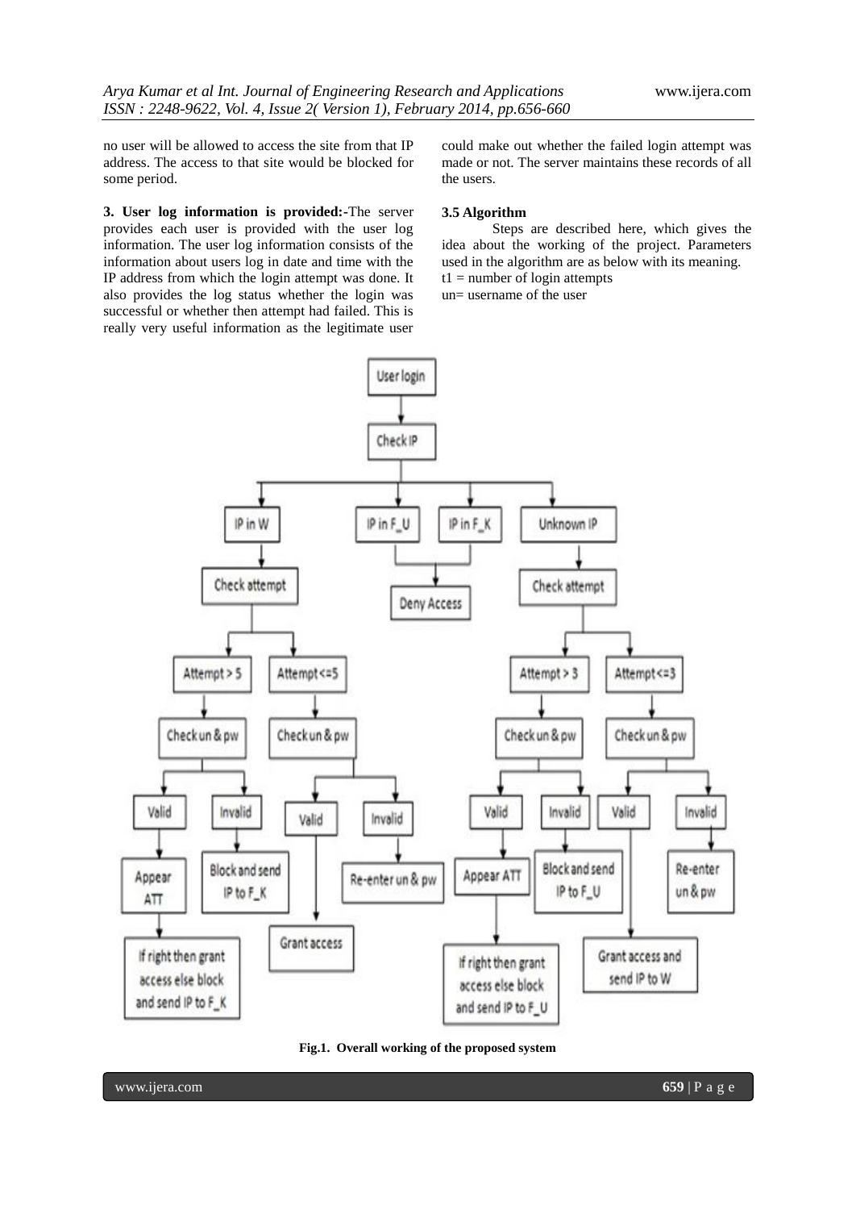no user will be allowed to access the site from that IP address. The access to that site would be blocked for some period.

**3. User log information is provided:-**The server provides each user is provided with the user log information. The user log information consists of the information about users log in date and time with the IP address from which the login attempt was done. It also provides the log status whether the login was successful or whether then attempt had failed. This is really very useful information as the legitimate user could make out whether the failed login attempt was made or not. The server maintains these records of all the users.

### 3.5 Algorithm

Steps are described here, which gives the idea about the working of the project. Parameters used in the algorithm are as below with its meaning.
t1 = number of login attempts
un= username of the user

**Fig.1. Overall working of the proposed system**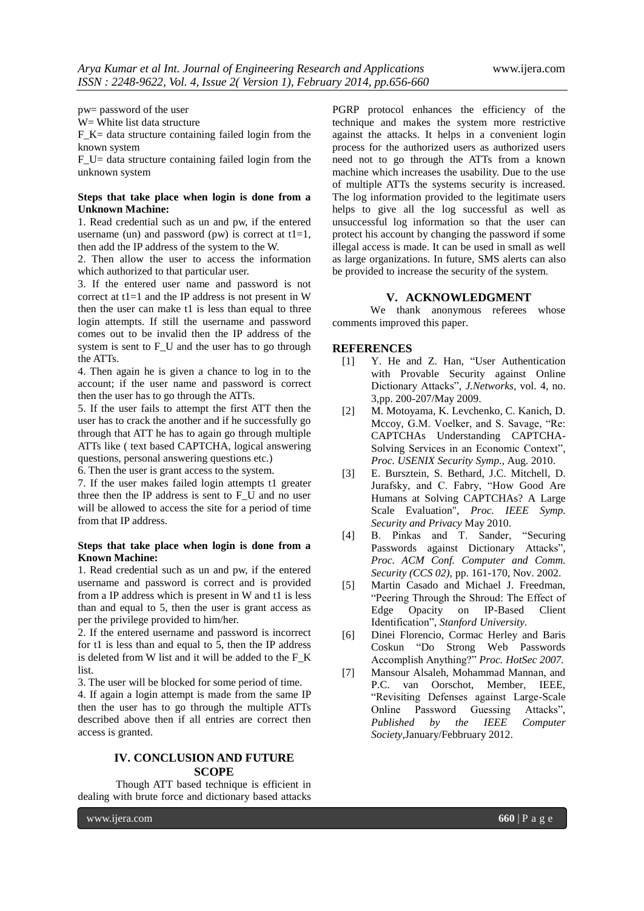pw= password of the user

W= White list data structure

F_K= data structure containing failed login from the known system

F_U= data structure containing failed login from the unknown system

**Steps that take place when login is done from a Unknown Machine:**

1. Read credential such as un and pw, if the entered username (un) and password (pw) is correct at t1=1, then add the IP address of the system to the W.
2. Then allow the user to access the information which authorized to that particular user.
3. If the entered user name and password is not correct at t1=1 and the IP address is not present in W then the user can make t1 is less than equal to three login attempts. If still the username and password comes out to be invalid then the IP address of the system is sent to F_U and the user has to go through the ATTs.
4. Then again he is given a chance to log in to the account; if the user name and password is correct then the user has to go through the ATTs.
5. If the user fails to attempt the first ATT then the user has to crack the another and if he successfully go through that ATT he has to again go through multiple ATTs like ( text based CAPTCHA, logical answering questions, personal answering questions etc.)
6. Then the user is grant access to the system.
7. If the user makes failed login attempts t1 greater three then the IP address is sent to F_U and no user will be allowed to access the site for a period of time from that IP address.

**Steps that take place when login is done from a Known Machine:**

1. Read credential such as un and pw, if the entered username and password is correct and is provided from a IP address which is present in W and t1 is less than and equal to 5, then the user is grant access as per the privilege provided to him/her.
2. If the entered username and password is incorrect for t1 is less than and equal to 5, then the IP address is deleted from W list and it will be added to the F_K list.
3. The user will be blocked for some period of time.
4. If again a login attempt is made from the same IP then the user has to go through the multiple ATTs described above then if all entries are correct then access is granted.

## IV. CONCLUSION AND FUTURE SCOPE

Though ATT based technique is efficient in dealing with brute force and dictionary based attacks PGRP protocol enhances the efficiency of the technique and makes the system more restrictive against the attacks. It helps in a convenient login process for the authorized users as authorized users need not to go through the ATTs from a known machine which increases the usability. Due to the use of multiple ATTs the systems security is increased. The log information provided to the legitimate users helps to give all the log successful as well as unsuccessful log information so that the user can protect his account by changing the password if some illegal access is made. It can be used in small as well as large organizations. In future, SMS alerts can also be provided to increase the security of the system.

## V. ACKNOWLEDGMENT

We thank anonymous referees whose comments improved this paper.

## REFERENCES

[1] Y. He and Z. Han, "User Authentication with Provable Security against Online Dictionary Attacks", *J.Networks*, vol. 4, no. 3,pp. 200-207/May 2009.

[2] M. Motoyama, K. Levchenko, C. Kanich, D. Mccoy, G.M. Voelker, and S. Savage, "Re: CAPTCHAs Understanding CAPTCHA-Solving Services in an Economic Context", *Proc. USENIX Security Symp.*, Aug. 2010.

[3] E. Bursztein, S. Bethard, J.C. Mitchell, D. Jurafsky, and C. Fabry, "How Good Are Humans at Solving CAPTCHAs? A Large Scale Evaluation", *Proc. IEEE Symp. Security and Privacy* May 2010.

[4] B. Pinkas and T. Sander, "Securing Passwords against Dictionary Attacks", *Proc. ACM Conf. Computer and Comm. Security (CCS 02)*, pp. 161-170, Nov. 2002.

[5] Martin Casado and Michael J. Freedman, "Peering Through the Shroud: The Effect of Edge Opacity on IP-Based Client Identification", *Stanford University*.

[6] Dinei Florencio, Cormac Herley and Baris Coskun "Do Strong Web Passwords Accomplish Anything?" *Proc. HotSec 2007.*

[7] Mansour Alsaleh, Mohammad Mannan, and P.C. van Oorschot, Member, IEEE, "Revisiting Defenses against Large-Scale Online Password Guessing Attacks", *Published by the IEEE Computer Society*,January/Febbruary 2012.